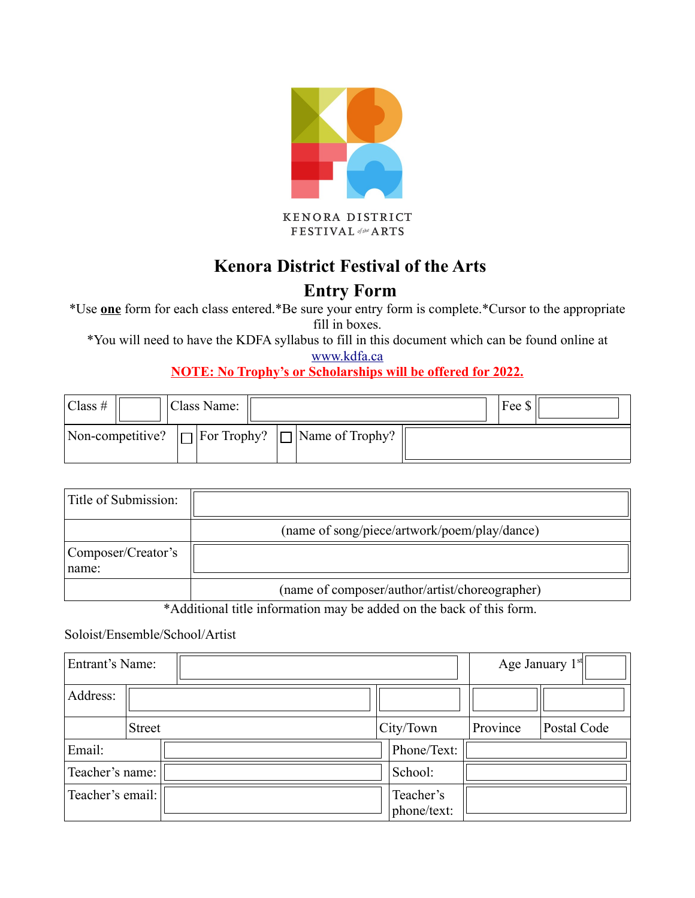KENORA DISTRICT
FESTIVAL of the ARTS

# Kenora District Festival of the Arts

## Entry Form

*Use **one** form for each class entered.*Be sure your entry form is complete.*Cursor to the appropriate fill in boxes.

*You will need to have the KDFA syllabus to fill in this document which can be found online at www.kdfa.ca

**NOTE: No Trophy's or Scholarships will be offered for 2022.**

| Class # | | Class Name: | | Fee $ | |
|---|---|---|---|---|---|
| Non-competitive? | ☐ | For Trophy? | ☐ | Name of Trophy? | |

| Title of Submission: | |
|---|---|
| | (name of song/piece/artwork/poem/play/dance) |
| Composer/Creator's name: | |
| | (name of composer/author/artist/choreographer) |

*Additional title information may be added on the back of this form.

Soloist/Ensemble/School/Artist

| Entrant's Name: | | | Age January 1st | |
|---|---|---|---|---|
| Address: | | | | |
| | Street | City/Town | Province | Postal Code |
| Email: | | Phone/Text: | | |
| Teacher's name: | | School: | | |
| Teacher's email: | | Teacher's phone/text: | | |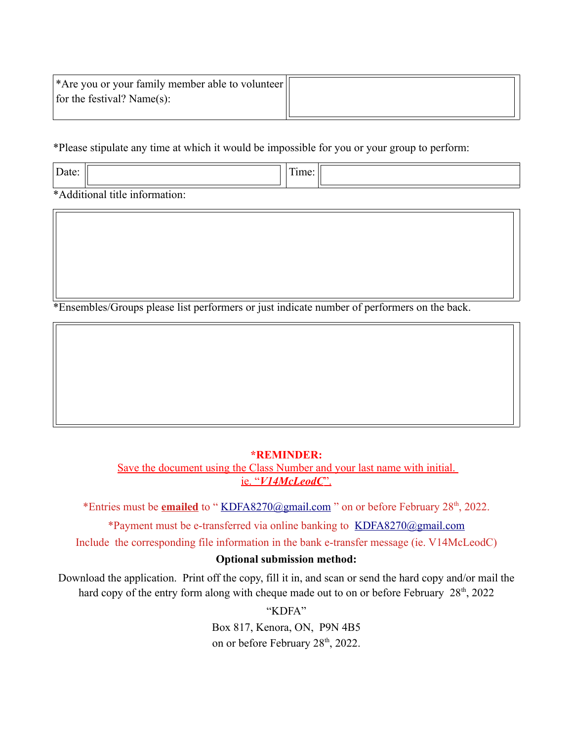| | |
|---|---|
| *Are you or your family member able to volunteer for the festival? Name(s): | |

*Please stipulate any time at which it would be impossible for you or your group to perform:

| | | | |
|---|---|---|---|
| Date: | | Time: | |

*Additional title information:

| |
|---|
| |

*Ensembles/Groups please list performers or just indicate number of performers on the back.

| |
|---|
| |

**\*REMINDER:**

Save the document using the Class Number and your last name with initial.
ie. "***V14McLeodC***".

*Entries must be **emailed** to " KDFA8270@gmail.com " on or before February 28th, 2022.

*Payment must be e-transferred via online banking to KDFA8270@gmail.com

Include the corresponding file information in the bank e-transfer message (ie. V14McLeodC)

**Optional submission method:**

Download the application. Print off the copy, fill it in, and scan or send the hard copy and/or mail the hard copy of the entry form along with cheque made out to on or before February 28th, 2022

"KDFA"

Box 817, Kenora, ON, P9N 4B5

on or before February 28th, 2022.